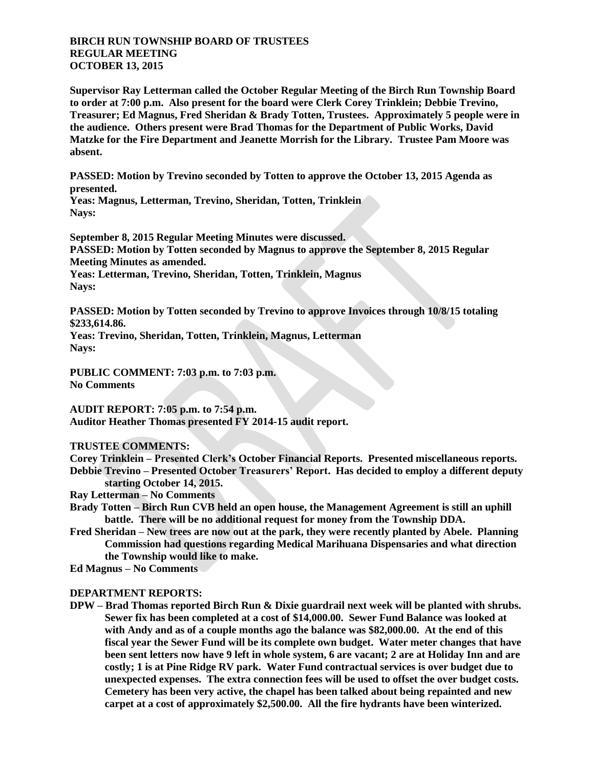**BIRCH RUN TOWNSHIP BOARD OF TRUSTEES**
**REGULAR MEETING**
**OCTOBER 13, 2015**

**Supervisor Ray Letterman called the October Regular Meeting of the Birch Run Township Board to order at 7:00 p.m. Also present for the board were Clerk Corey Trinklein; Debbie Trevino, Treasurer; Ed Magnus, Fred Sheridan & Brady Totten, Trustees. Approximately 5 people were in the audience. Others present were Brad Thomas for the Department of Public Works, David Matzke for the Fire Department and Jeanette Morrish for the Library. Trustee Pam Moore was absent.**

**PASSED: Motion by Trevino seconded by Totten to approve the October 13, 2015 Agenda as presented.**
**Yeas: Magnus, Letterman, Trevino, Sheridan, Totten, Trinklein**
**Nays:**

**September 8, 2015 Regular Meeting Minutes were discussed.**
**PASSED: Motion by Totten seconded by Magnus to approve the September 8, 2015 Regular Meeting Minutes as amended.**
**Yeas: Letterman, Trevino, Sheridan, Totten, Trinklein, Magnus**
**Nays:**

**PASSED: Motion by Totten seconded by Trevino to approve Invoices through 10/8/15 totaling $233,614.86.**
**Yeas: Trevino, Sheridan, Totten, Trinklein, Magnus, Letterman**
**Nays:**

**PUBLIC COMMENT: 7:03 p.m. to 7:03 p.m.**
**No Comments**

**AUDIT REPORT: 7:05 p.m. to 7:54 p.m.**
**Auditor Heather Thomas presented FY 2014-15 audit report.**

**TRUSTEE COMMENTS:**

**Corey Trinklein – Presented Clerk's October Financial Reports. Presented miscellaneous reports.**
**Debbie Trevino – Presented October Treasurers' Report. Has decided to employ a different deputy starting October 14, 2015.**
**Ray Letterman – No Comments**
**Brady Totten – Birch Run CVB held an open house, the Management Agreement is still an uphill battle. There will be no additional request for money from the Township DDA.**
**Fred Sheridan – New trees are now out at the park, they were recently planted by Abele. Planning Commission had questions regarding Medical Marihuana Dispensaries and what direction the Township would like to make.**
**Ed Magnus – No Comments**

**DEPARTMENT REPORTS:**

**DPW – Brad Thomas reported Birch Run & Dixie guardrail next week will be planted with shrubs. Sewer fix has been completed at a cost of $14,000.00. Sewer Fund Balance was looked at with Andy and as of a couple months ago the balance was $82,000.00. At the end of this fiscal year the Sewer Fund will be its complete own budget. Water meter changes that have been sent letters now have 9 left in whole system, 6 are vacant; 2 are at Holiday Inn and are costly; 1 is at Pine Ridge RV park. Water Fund contractual services is over budget due to unexpected expenses. The extra connection fees will be used to offset the over budget costs. Cemetery has been very active, the chapel has been talked about being repainted and new carpet at a cost of approximately $2,500.00. All the fire hydrants have been winterized.**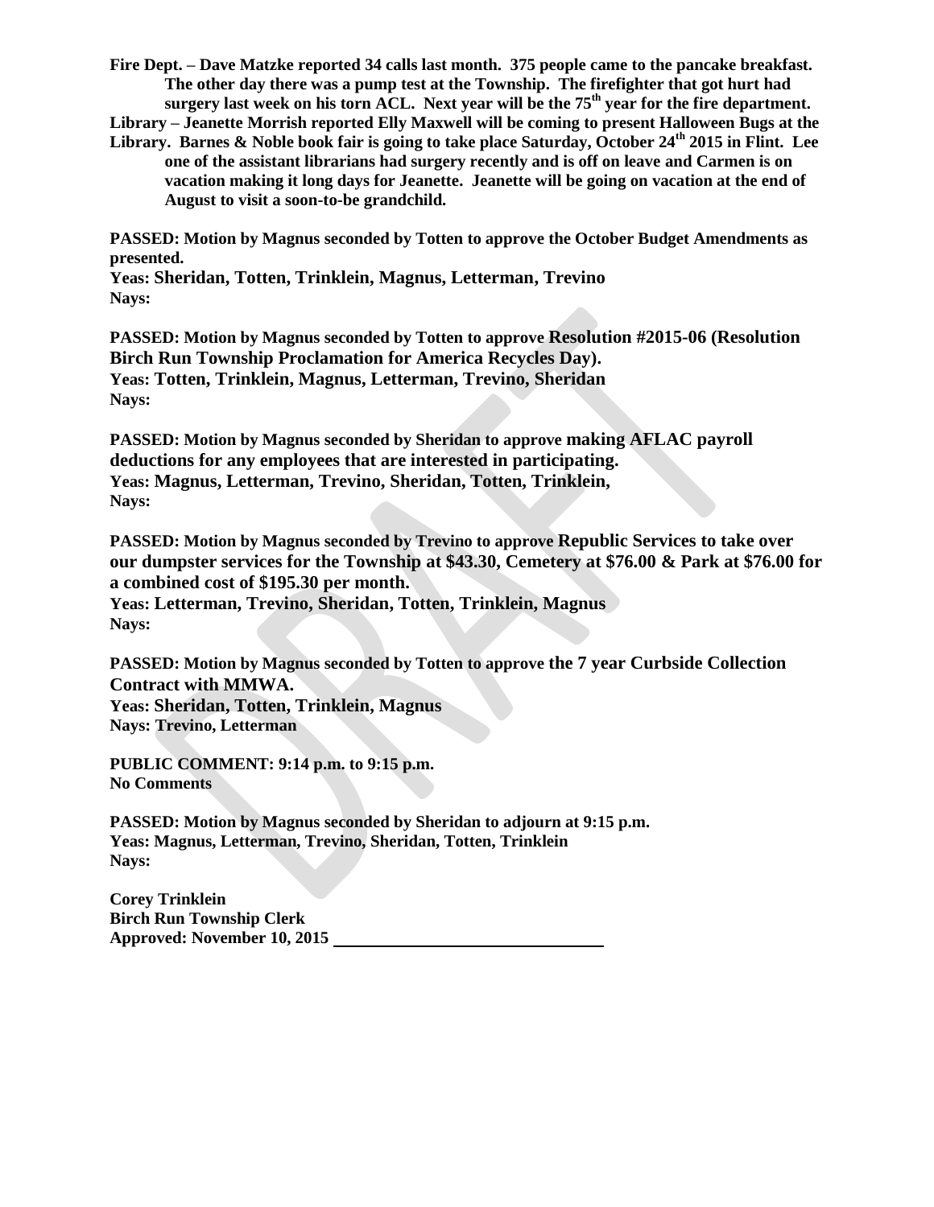**Fire Dept. – Dave Matzke reported 34 calls last month. 375 people came to the pancake breakfast. The other day there was a pump test at the Township. The firefighter that got hurt had surgery last week on his torn ACL. Next year will be the 75th year for the fire department.**

**Library – Jeanette Morrish reported Elly Maxwell will be coming to present Halloween Bugs at the Library. Barnes & Noble book fair is going to take place Saturday, October 24th 2015 in Flint. Lee one of the assistant librarians had surgery recently and is off on leave and Carmen is on vacation making it long days for Jeanette. Jeanette will be going on vacation at the end of August to visit a soon-to-be grandchild.**

**PASSED: Motion by Magnus seconded by Totten to approve the October Budget Amendments as presented.**
**Yeas: Sheridan, Totten, Trinklein, Magnus, Letterman, Trevino**
**Nays:**

**PASSED: Motion by Magnus seconded by Totten to approve Resolution #2015-06 (Resolution Birch Run Township Proclamation for America Recycles Day).**
**Yeas: Totten, Trinklein, Magnus, Letterman, Trevino, Sheridan**
**Nays:**

**PASSED: Motion by Magnus seconded by Sheridan to approve making AFLAC payroll deductions for any employees that are interested in participating.**
**Yeas: Magnus, Letterman, Trevino, Sheridan, Totten, Trinklein,**
**Nays:**

**PASSED: Motion by Magnus seconded by Trevino to approve Republic Services to take over our dumpster services for the Township at $43.30, Cemetery at $76.00 & Park at $76.00 for a combined cost of $195.30 per month.**
**Yeas: Letterman, Trevino, Sheridan, Totten, Trinklein, Magnus**
**Nays:**

**PASSED: Motion by Magnus seconded by Totten to approve the 7 year Curbside Collection Contract with MMWA.**
**Yeas: Sheridan, Totten, Trinklein, Magnus**
**Nays: Trevino, Letterman**

**PUBLIC COMMENT: 9:14 p.m. to 9:15 p.m.**
**No Comments**

**PASSED: Motion by Magnus seconded by Sheridan to adjourn at 9:15 p.m.**
**Yeas: Magnus, Letterman, Trevino, Sheridan, Totten, Trinklein**
**Nays:**

**Corey Trinklein**
**Birch Run Township Clerk**
**Approved: November 10, 2015** \_\_\_\_\_\_\_\_\_\_\_\_\_\_\_\_\_\_\_\_\_\_\_\_\_\_\_\_\_\_

DRAFT